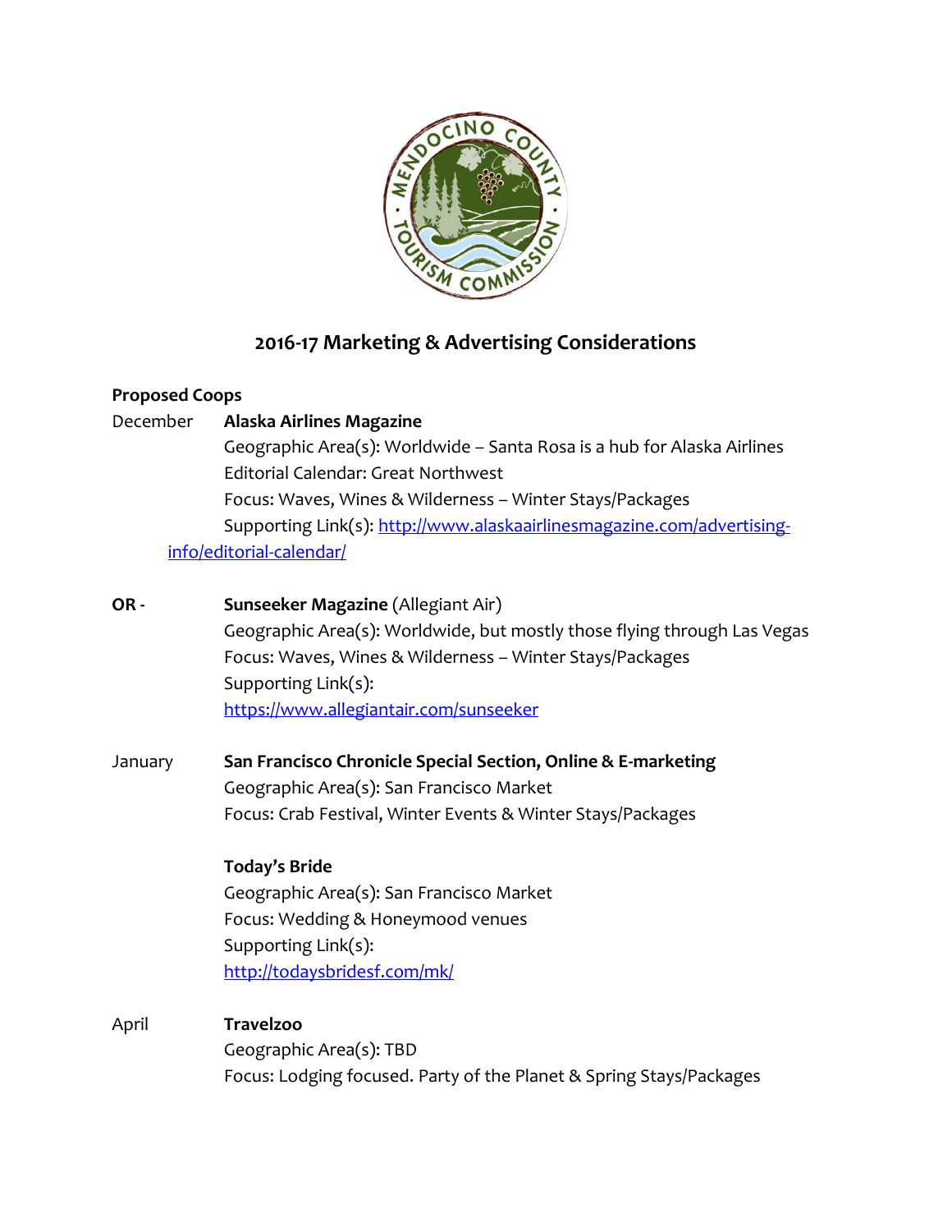# 2016-17 Marketing & Advertising Considerations

**Proposed Coops**

December **Alaska Airlines Magazine**
Geographic Area(s): Worldwide – Santa Rosa is a hub for Alaska Airlines
Editorial Calendar: Great Northwest
Focus: Waves, Wines & Wilderness – Winter Stays/Packages
Supporting Link(s): http://www.alaskaairlinesmagazine.com/advertising-info/editorial-calendar/

**OR -** **Sunseeker Magazine** (Allegiant Air)
Geographic Area(s): Worldwide, but mostly those flying through Las Vegas
Focus: Waves, Wines & Wilderness – Winter Stays/Packages
Supporting Link(s):
https://www.allegiantair.com/sunseeker

January **San Francisco Chronicle Special Section, Online & E-marketing**
Geographic Area(s): San Francisco Market
Focus: Crab Festival, Winter Events & Winter Stays/Packages

**Today's Bride**
Geographic Area(s): San Francisco Market
Focus: Wedding & Honeymood venues
Supporting Link(s):
http://todaysbridesf.com/mk/

April **Travelzoo**
Geographic Area(s): TBD
Focus: Lodging focused. Party of the Planet & Spring Stays/Packages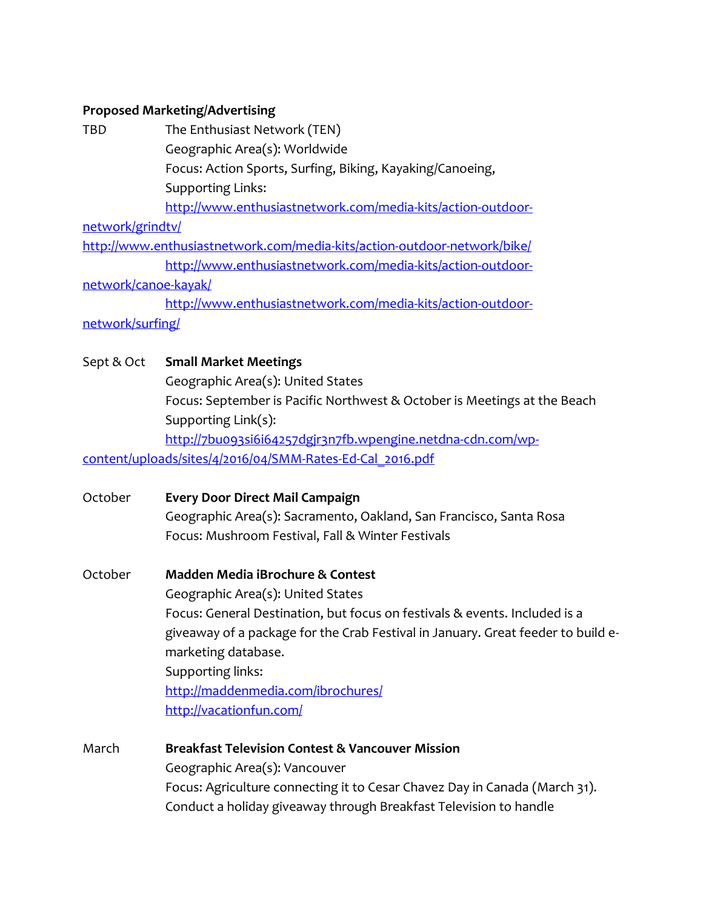**Proposed Marketing/Advertising**

TBD The Enthusiast Network (TEN)
Geographic Area(s): Worldwide
Focus: Action Sports, Surfing, Biking, Kayaking/Canoeing,
Supporting Links:
http://www.enthusiastnetwork.com/media-kits/action-outdoor-network/grindtv/
http://www.enthusiastnetwork.com/media-kits/action-outdoor-network/bike/
http://www.enthusiastnetwork.com/media-kits/action-outdoor-network/canoe-kayak/
http://www.enthusiastnetwork.com/media-kits/action-outdoor-network/surfing/

Sept & Oct **Small Market Meetings**
Geographic Area(s): United States
Focus: September is Pacific Northwest & October is Meetings at the Beach
Supporting Link(s):
http://7bu093si6i64257dgjr3n7fb.wpengine.netdna-cdn.com/wp-content/uploads/sites/4/2016/04/SMM-Rates-Ed-Cal_2016.pdf

October **Every Door Direct Mail Campaign**
Geographic Area(s): Sacramento, Oakland, San Francisco, Santa Rosa
Focus: Mushroom Festival, Fall & Winter Festivals

October **Madden Media iBrochure & Contest**
Geographic Area(s): United States
Focus: General Destination, but focus on festivals & events. Included is a giveaway of a package for the Crab Festival in January. Great feeder to build e-marketing database.
Supporting links:
http://maddenmedia.com/ibrochures/
http://vacationfun.com/

March **Breakfast Television Contest & Vancouver Mission**
Geographic Area(s): Vancouver
Focus: Agriculture connecting it to Cesar Chavez Day in Canada (March 31). Conduct a holiday giveaway through Breakfast Television to handle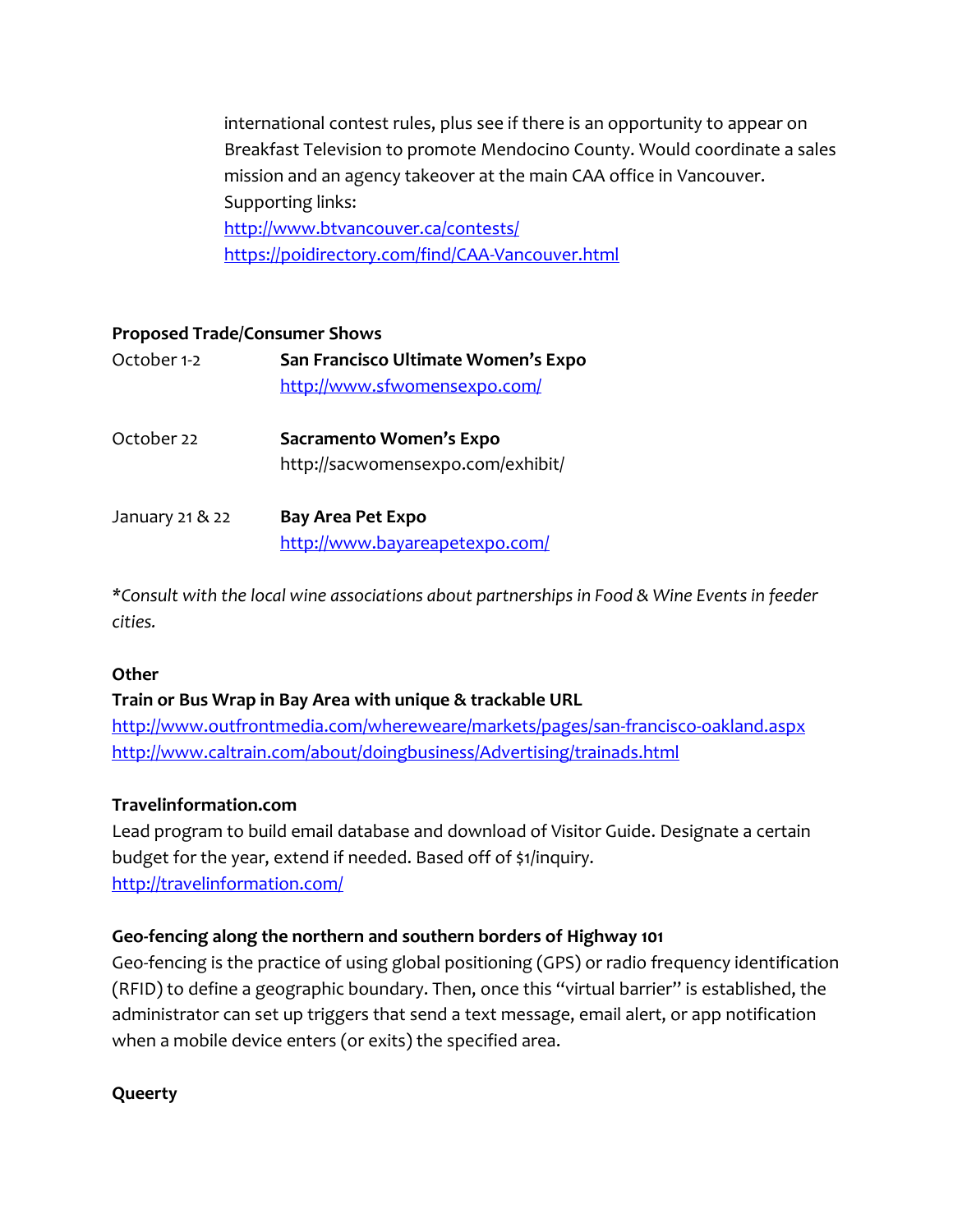international contest rules, plus see if there is an opportunity to appear on Breakfast Television to promote Mendocino County. Would coordinate a sales mission and an agency takeover at the main CAA office in Vancouver. Supporting links:
http://www.btvancouver.ca/contests/
https://poidirectory.com/find/CAA-Vancouver.html

**Proposed Trade/Consumer Shows**

| | |
|---|---|
| October 1-2 | **San Francisco Ultimate Women's Expo** http://www.sfwomensexpo.com/ |
| October 22 | **Sacramento Women's Expo** http://sacwomensexpo.com/exhibit/ |
| January 21 & 22 | **Bay Area Pet Expo** http://www.bayareapetexpo.com/ |

**Consult with the local wine associations about partnerships in Food & Wine Events in feeder cities.*

**Other**

**Train or Bus Wrap in Bay Area with unique & trackable URL**
http://www.outfrontmedia.com/whereweare/markets/pages/san-francisco-oakland.aspx
http://www.caltrain.com/about/doingbusiness/Advertising/trainads.html

**Travelinformation.com**
Lead program to build email database and download of Visitor Guide. Designate a certain budget for the year, extend if needed. Based off of $1/inquiry.
http://travelinformation.com/

**Geo-fencing along the northern and southern borders of Highway 101**
Geo-fencing is the practice of using global positioning (GPS) or radio frequency identification (RFID) to define a geographic boundary. Then, once this "virtual barrier" is established, the administrator can set up triggers that send a text message, email alert, or app notification when a mobile device enters (or exits) the specified area.

**Queerty**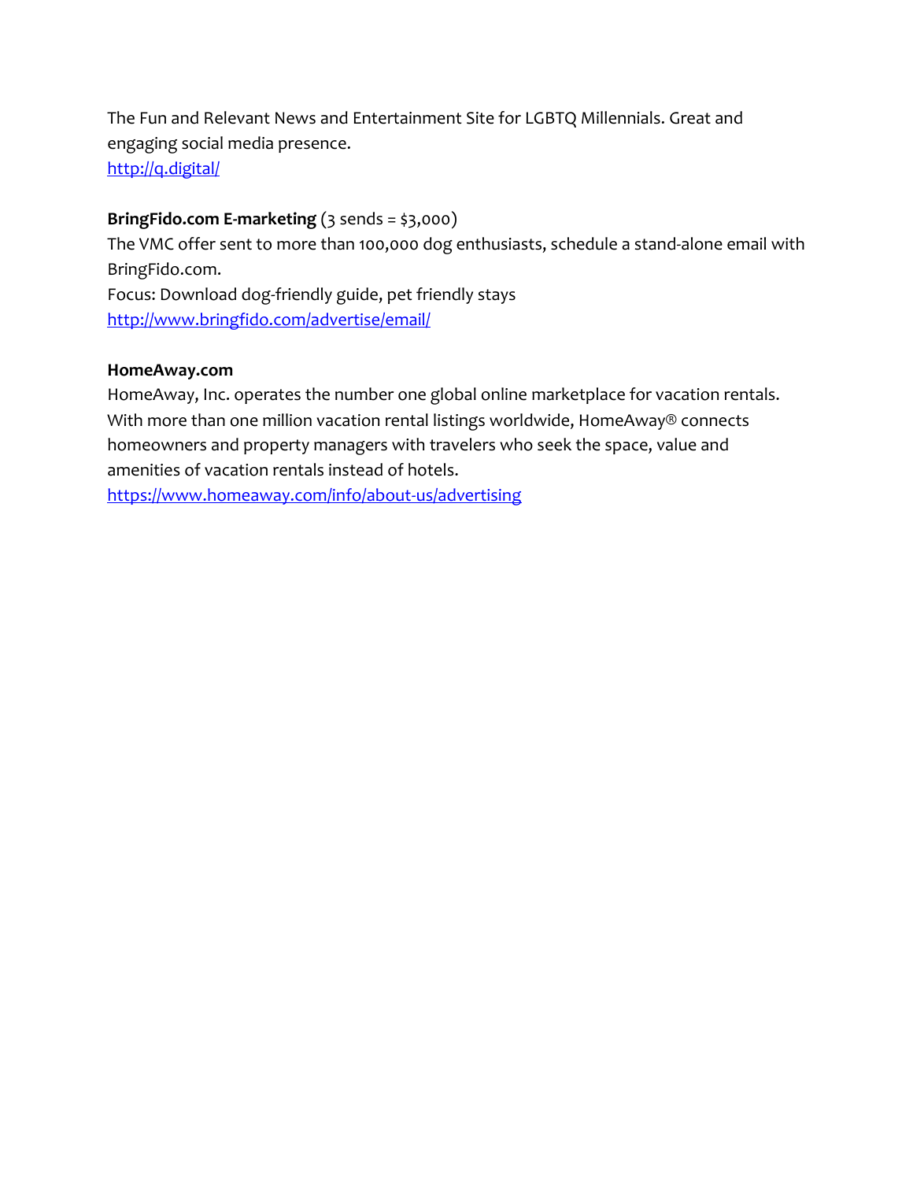The Fun and Relevant News and Entertainment Site for LGBTQ Millennials. Great and engaging social media presence.
http://q.digital/

**BringFido.com E-marketing** (3 sends = $3,000)
The VMC offer sent to more than 100,000 dog enthusiasts, schedule a stand-alone email with BringFido.com.
Focus: Download dog-friendly guide, pet friendly stays
http://www.bringfido.com/advertise/email/

**HomeAway.com**
HomeAway, Inc. operates the number one global online marketplace for vacation rentals. With more than one million vacation rental listings worldwide, HomeAway® connects homeowners and property managers with travelers who seek the space, value and amenities of vacation rentals instead of hotels.
https://www.homeaway.com/info/about-us/advertising